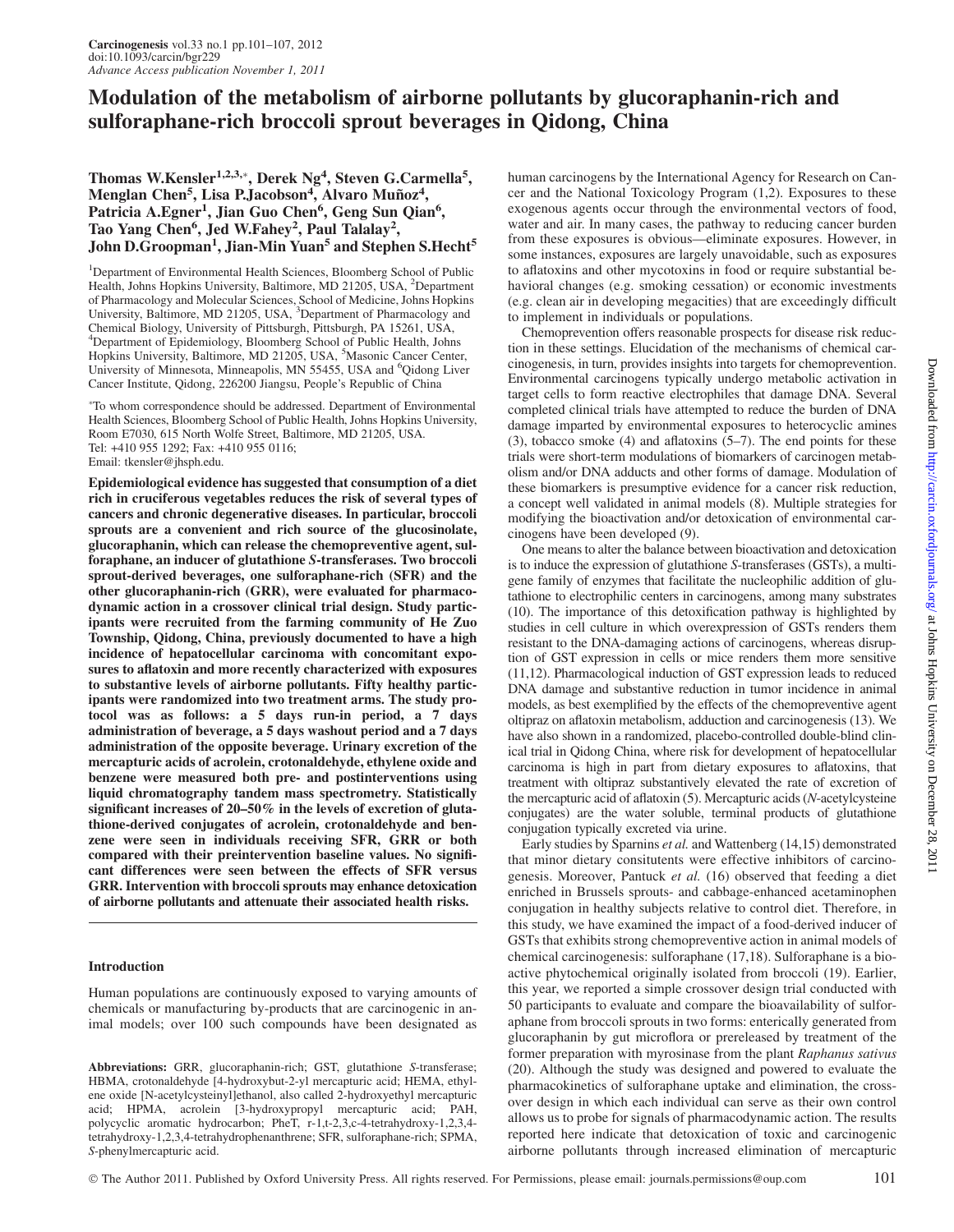# Modulation of the metabolism of airborne pollutants by glucoraphanin-rich and sulforaphane-rich broccoli sprout beverages in Qidong, China

**Thomas W.Kensler[1,2,3,*], Derek Ng[4], Steven G.Carmella[5], Menglan Chen[5], Lisa P.Jacobson[4], Alvaro Muñoz[4], Patricia A.Egner[1], Jian Guo Chen[6], Geng Sun Qian[6], Tao Yang Chen[6], Jed W.Fahey[2], Paul Talalay[2], John D.Groopman[1], Jian-Min Yuan[5] and Stephen S.Hecht[5]**

[1]Department of Environmental Health Sciences, Bloomberg School of Public Health, Johns Hopkins University, Baltimore, MD 21205, USA, [2]Department of Pharmacology and Molecular Sciences, School of Medicine, Johns Hopkins University, Baltimore, MD 21205, USA, [3]Department of Pharmacology and Chemical Biology, University of Pittsburgh, Pittsburgh, PA 15261, USA, [4]Department of Epidemiology, Bloomberg School of Public Health, Johns Hopkins University, Baltimore, MD 21205, USA, [5]Masonic Cancer Center, University of Minnesota, Minneapolis, MN 55455, USA and [6]Qidong Liver Cancer Institute, Qidong, 226200 Jiangsu, People's Republic of China

*To whom correspondence should be addressed. Department of Environmental Health Sciences, Bloomberg School of Public Health, Johns Hopkins University, Room E7030, 615 North Wolfe Street, Baltimore, MD 21205, USA. Tel: +410 955 1292; Fax: +410 955 0116; Email: tkensler@jhsph.edu.

**Epidemiological evidence has suggested that consumption of a diet rich in cruciferous vegetables reduces the risk of several types of cancers and chronic degenerative diseases. In particular, broccoli sprouts are a convenient and rich source of the glucosinolate, glucoraphanin, which can release the chemopreventive agent, sulforaphane, an inducer of glutathione *S*-transferases. Two broccoli sprout-derived beverages, one sulforaphane-rich (SFR) and the other glucoraphanin-rich (GRR), were evaluated for pharmacodynamic action in a crossover clinical trial design. Study participants were recruited from the farming community of He Zuo Township, Qidong, China, previously documented to have a high incidence of hepatocellular carcinoma with concomitant exposures to aflatoxin and more recently characterized with exposures to substantive levels of airborne pollutants. Fifty healthy participants were randomized into two treatment arms. The study protocol was as follows: a 5 days run-in period, a 7 days administration of beverage, a 5 days washout period and a 7 days administration of the opposite beverage. Urinary excretion of the mercapturic acids of acrolein, crotonaldehyde, ethylene oxide and benzene were measured both pre- and postinterventions using liquid chromatography tandem mass spectrometry. Statistically significant increases of 20–50% in the levels of excretion of glutathione-derived conjugates of acrolein, crotonaldehyde and benzene were seen in individuals receiving SFR, GRR or both compared with their preintervention baseline values. No significant differences were seen between the effects of SFR versus GRR. Intervention with broccoli sprouts may enhance detoxication of airborne pollutants and attenuate their associated health risks.**

## Introduction

Human populations are continuously exposed to varying amounts of chemicals or manufacturing by-products that are carcinogenic in animal models; over 100 such compounds have been designated as human carcinogens by the International Agency for Research on Cancer and the National Toxicology Program (1,2). Exposures to these exogenous agents occur through the environmental vectors of food, water and air. In many cases, the pathway to reducing cancer burden from these exposures is obvious—eliminate exposures. However, in some instances, exposures are largely unavoidable, such as exposures to aflatoxins and other mycotoxins in food or require substantial behavioral changes (e.g. smoking cessation) or economic investments (e.g. clean air in developing megacities) that are exceedingly difficult to implement in individuals or populations.

Chemoprevention offers reasonable prospects for disease risk reduction in these settings. Elucidation of the mechanisms of chemical carcinogenesis, in turn, provides insights into targets for chemoprevention. Environmental carcinogens typically undergo metabolic activation in target cells to form reactive electrophiles that damage DNA. Several completed clinical trials have attempted to reduce the burden of DNA damage imparted by environmental exposures to heterocyclic amines (3), tobacco smoke (4) and aflatoxins (5–7). The end points for these trials were short-term modulations of biomarkers of carcinogen metabolism and/or DNA adducts and other forms of damage. Modulation of these biomarkers is presumptive evidence for a cancer risk reduction, a concept well validated in animal models (8). Multiple strategies for modifying the bioactivation and/or detoxication of environmental carcinogens have been developed (9).

One means to alter the balance between bioactivation and detoxication is to induce the expression of glutathione *S*-transferases (GSTs), a multigene family of enzymes that facilitate the nucleophilic addition of glutathione to electrophilic centers in carcinogens, among many substrates (10). The importance of this detoxification pathway is highlighted by studies in cell culture in which overexpression of GSTs renders them resistant to the DNA-damaging actions of carcinogens, whereas disruption of GST expression in cells or mice renders them more sensitive (11,12). Pharmacological induction of GST expression leads to reduced DNA damage and substantive reduction in tumor incidence in animal models, as best exemplified by the effects of the chemopreventive agent oltipraz on aflatoxin metabolism, adduction and carcinogenesis (13). We have also shown in a randomized, placebo-controlled double-blind clinical trial in Qidong China, where risk for development of hepatocellular carcinoma is high in part from dietary exposures to aflatoxins, that treatment with oltipraz substantively elevated the rate of excretion of the mercapturic acid of aflatoxin (5). Mercapturic acids (*N*-acetylcysteine conjugates) are the water soluble, terminal products of glutathione conjugation typically excreted via urine.

Early studies by Sparnins *et al.* and Wattenberg (14,15) demonstrated that minor dietary consitutents were effective inhibitors of carcinogenesis. Moreover, Pantuck *et al.* (16) observed that feeding a diet enriched in Brussels sprouts- and cabbage-enhanced acetaminophen conjugation in healthy subjects relative to control diet. Therefore, in this study, we have examined the impact of a food-derived inducer of GSTs that exhibits strong chemopreventive action in animal models of chemical carcinogenesis: sulforaphane (17,18). Sulforaphane is a bioactive phytochemical originally isolated from broccoli (19). Earlier, this year, we reported a simple crossover design trial conducted with 50 participants to evaluate and compare the bioavailability of sulforaphane from broccoli sprouts in two forms: enterically generated from glucoraphanin by gut microflora or prereleased by treatment of the former preparation with myrosinase from the plant *Raphanus sativus* (20). Although the study was designed and powered to evaluate the pharmacokinetics of sulforaphane uptake and elimination, the crossover design in which each individual can serve as their own control allows us to probe for signals of pharmacodynamic action. The results reported here indicate that detoxication of toxic and carcinogenic airborne pollutants through increased elimination of mercapturic

**Abbreviations:** GRR, glucoraphanin-rich; GST, glutathione *S*-transferase; HBMA, crotonaldehyde [4-hydroxybut-2-yl mercapturic acid; HEMA, ethylene oxide [N-acetylcysteinyl]ethanol, also called 2-hydroxyethyl mercapturic acid; HPMA, acrolein [3-hydroxypropyl mercapturic acid; PAH, polycyclic aromatic hydrocarbon; PheT, r-1,t-2,3,c-4-tetrahydroxy-1,2,3,4-tetrahydroxy-1,2,3,4-tetrahydrophenanthrene; SFR, sulforaphane-rich; SPMA, *S*-phenylmercapturic acid.

© The Author 2011. Published by Oxford University Press. All rights reserved. For Permissions, please email: journals.permissions@oup.com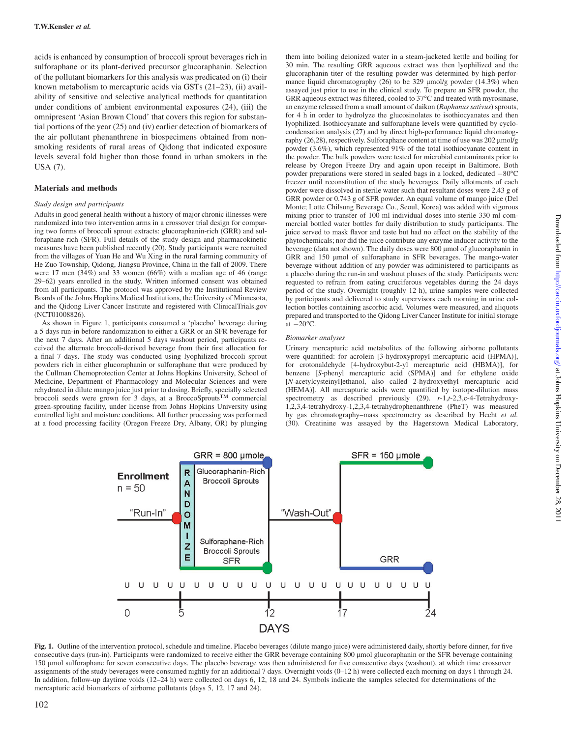acids is enhanced by consumption of broccoli sprout beverages rich in sulforaphane or its plant-derived precursor glucoraphanin. Selection of the pollutant biomarkers for this analysis was predicated on (i) their known metabolism to mercapturic acids via GSTs (21–23), (ii) availability of sensitive and selective analytical methods for quantitation under conditions of ambient environmental exposures (24), (iii) the omnipresent 'Asian Brown Cloud' that covers this region for substantial portions of the year (25) and (iv) earlier detection of biomarkers of the air pollutant phenanthrene in biospecimens obtained from nonsmoking residents of rural areas of Qidong that indicated exposure levels several fold higher than those found in urban smokers in the USA (7).

## Materials and methods

### *Study design and participants*

Adults in good general health without a history of major chronic illnesses were randomized into two intervention arms in a crossover trial design for comparing two forms of broccoli sprout extracts: glucoraphanin-rich (GRR) and sulforaphane-rich (SFR). Full details of the study design and pharmacokinetic measures have been published recently (20). Study participants were recruited from the villages of Yuan He and Wu Xing in the rural farming community of He Zuo Township, Qidong, Jiangsu Province, China in the fall of 2009. There were 17 men (34%) and 33 women (66%) with a median age of 46 (range 29–62) years enrolled in the study. Written informed consent was obtained from all participants. The protocol was approved by the Institutional Review Boards of the Johns Hopkins Medical Institutions, the University of Minnesota, and the Qidong Liver Cancer Institute and registered with ClinicalTrials.gov (NCT01008826).

As shown in Figure 1, participants consumed a 'placebo' beverage during a 5 days run-in before randomization to either a GRR or an SFR beverage for the next 7 days. After an additional 5 days washout period, participants received the alternate broccoli-derived beverage from their first allocation for a final 7 days. The study was conducted using lyophilized broccoli sprout powders rich in either glucoraphanin or sulforaphane that were produced by the Cullman Chemoprotection Center at Johns Hopkins University, School of Medicine, Department of Pharmacology and Molecular Sciences and were rehydrated in dilute mango juice just prior to dosing. Briefly, specially selected broccoli seeds were grown for 3 days, at a BroccoSprouts™ commercial green-sprouting facility, under license from Johns Hopkins University using controlled light and moisture conditions. All further processing was performed at a food processing facility (Oregon Freeze Dry, Albany, OR) by plunging them into boiling deionized water in a steam-jacketed kettle and boiling for 30 min. The resulting GRR aqueous extract was then lyophilized and the glucoraphanin titer of the resulting powder was determined by high-performance liquid chromatography (26) to be 329 µmol/g powder (14.3%) when assayed just prior to use in the clinical study. To prepare an SFR powder, the GRR aqueous extract was filtered, cooled to 37°C and treated with myrosinase, an enzyme released from a small amount of daikon (*Raphanus sativus*) sprouts, for 4 h in order to hydrolyze the glucosinolates to isothiocyanates and then lyophilized. Isothiocyanate and sulforaphane levels were quantified by cyclocondensation analysis (27) and by direct high-performance liquid chromatography (26,28), respectively. Sulforaphane content at time of use was 202 µmol/g powder (3.6%), which represented 91% of the total isothiocyanate content in the powder. The bulk powders were tested for microbial contaminants prior to release by Oregon Freeze Dry and again upon receipt in Baltimore. Both powder preparations were stored in sealed bags in a locked, dedicated −80°C freezer until reconstitution of the study beverages. Daily allotments of each powder were dissolved in sterile water such that resultant doses were 2.43 g of GRR powder or 0.743 g of SFR powder. An equal volume of mango juice (Del Monte; Lotte Chilsung Beverage Co., Seoul, Korea) was added with vigorous mixing prior to transfer of 100 ml individual doses into sterile 330 ml commercial bottled water bottles for daily distribution to study participants. The juice served to mask flavor and taste but had no effect on the stability of the phytochemicals; nor did the juice contribute any enzyme inducer activity to the beverage (data not shown). The daily doses were 800 µmol of glucoraphanin in GRR and 150 µmol of sulforaphane in SFR beverages. The mango-water beverage without addition of any powder was administered to participants as a placebo during the run-in and washout phases of the study. Participants were requested to refrain from eating cruciferous vegetables during the 24 days period of the study. Overnight (roughly 12 h), urine samples were collected by participants and delivered to study supervisors each morning in urine collection bottles containing ascorbic acid. Volumes were measured, and aliquots prepared and transported to the Qidong Liver Cancer Institute for initial storage at −20°C.

### *Biomarker analyses*

Urinary mercapturic acid metabolites of the following airborne pollutants were quantified: for acrolein [3-hydroxypropyl mercapturic acid (HPMA)], for crotonaldehyde [4-hydroxybut-2-yl mercapturic acid (HBMA)], for benzene [*S*-phenyl mercapturic acid (SPMA)] and for ethylene oxide [*N*-acetylcysteinyl]ethanol, also called 2-hydroxyethyl mercapturic acid (HEMA)]. All mercapturic acids were quantified by isotope-dilution mass spectrometry as described previously (29). *r*-1,*t*-2,3,*c*-4-Tetrahydroxy-1,2,3,4-tetrahydroxy-1,2,3,4-tetrahydrophenanthrene (PheT) was measured by gas chromatography–mass spectrometry as described by Hecht *et al.* (30). Creatinine was assayed by the Hagerstown Medical Laboratory,

**Fig. 1.** Outline of the intervention protocol, schedule and timeline. Placebo beverages (dilute mango juice) were administered daily, shortly before dinner, for five consecutive days (run-in). Participants were randomized to receive either the GRR beverage containing 800 µmol glucoraphanin or the SFR beverage containing 150 µmol sulforaphane for seven consecutive days. The placebo beverage was then administered for five consecutive days (washout), at which time crossover assignments of the study beverages were consumed nightly for an additional 7 days. Overnight voids (0–12 h) were collected each morning on days 1 through 24. In addition, follow-up daytime voids (12–24 h) were collected on days 6, 12, 18 and 24. Symbols indicate the samples selected for determinations of the mercapturic acid biomarkers of airborne pollutants (days 5, 12, 17 and 24).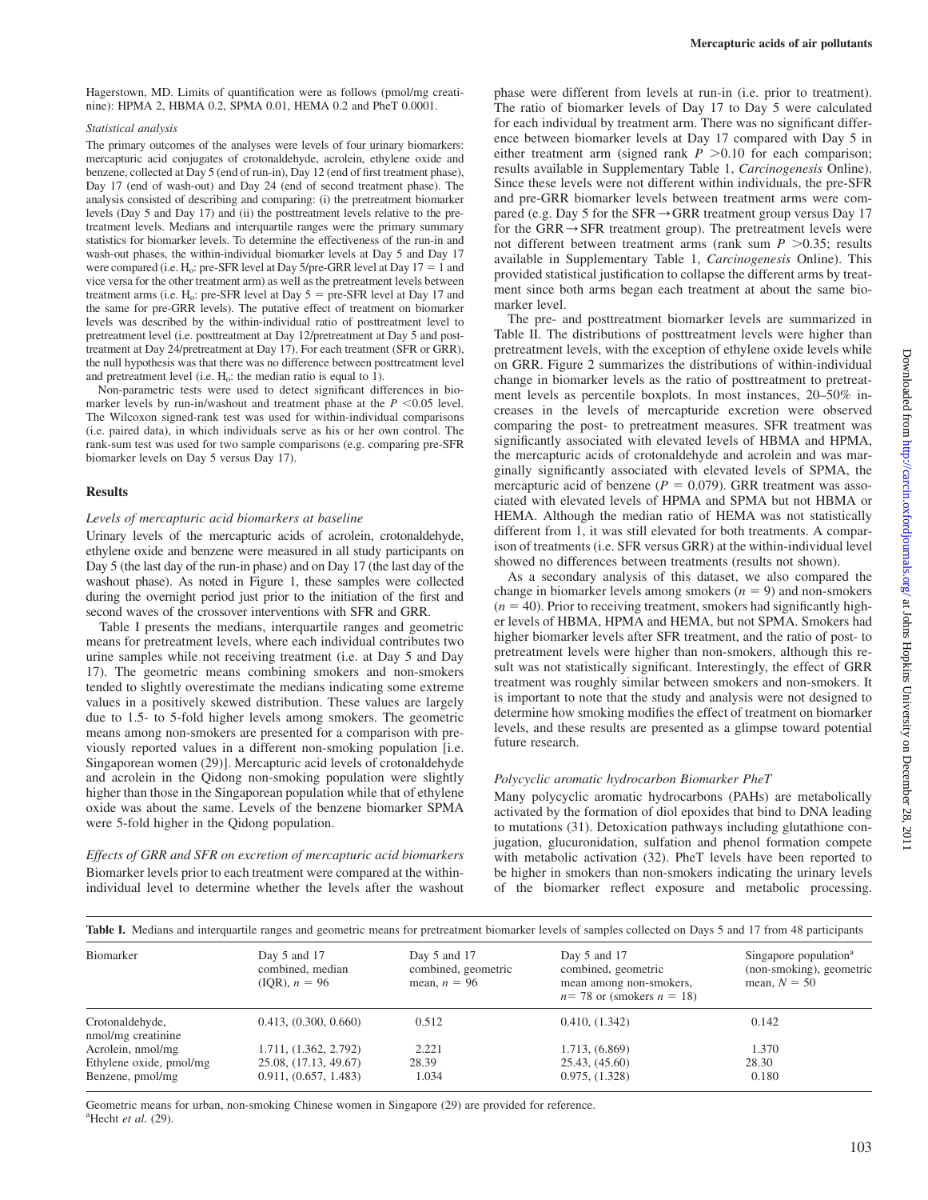Hagerstown, MD. Limits of quantification were as follows (pmol/mg creatinine): HPMA 2, HBMA 0.2, SPMA 0.01, HEMA 0.2 and PheT 0.0001.

### Statistical analysis

The primary outcomes of the analyses were levels of four urinary biomarkers: mercapturic acid conjugates of crotonaldehyde, acrolein, ethylene oxide and benzene, collected at Day 5 (end of run-in), Day 12 (end of first treatment phase), Day 17 (end of wash-out) and Day 24 (end of second treatment phase). The analysis consisted of describing and comparing: (i) the pretreatment biomarker levels (Day 5 and Day 17) and (ii) the posttreatment levels relative to the pretreatment levels. Medians and interquartile ranges were the primary summary statistics for biomarker levels. To determine the effectiveness of the run-in and wash-out phases, the within-individual biomarker levels at Day 5 and Day 17 were compared (i.e. $H_o$: pre-SFR level at Day 5/pre-GRR level at Day 17 = 1 and vice versa for the other treatment arm) as well as the pretreatment levels between treatment arms (i.e. $H_o$: pre-SFR level at Day 5 = pre-SFR level at Day 17 and the same for pre-GRR levels). The putative effect of treatment on biomarker levels was described by the within-individual ratio of posttreatment level to pretreatment level (i.e. posttreatment at Day 12/pretreatment at Day 5 and posttreatment at Day 24/pretreatment at Day 17). For each treatment (SFR or GRR), the null hypothesis was that there was no difference between posttreatment level and pretreatment level (i.e. $H_o$: the median ratio is equal to 1).

Non-parametric tests were used to detect significant differences in biomarker levels by run-in/washout and treatment phase at the $P < 0.05$ level. The Wilcoxon signed-rank test was used for within-individual comparisons (i.e. paired data), in which individuals serve as his or her own control. The rank-sum test was used for two sample comparisons (e.g. comparing pre-SFR biomarker levels on Day 5 versus Day 17).

## Results

### Levels of mercapturic acid biomarkers at baseline

Urinary levels of the mercapturic acids of acrolein, crotonaldehyde, ethylene oxide and benzene were measured in all study participants on Day 5 (the last day of the run-in phase) and on Day 17 (the last day of the washout phase). As noted in Figure 1, these samples were collected during the overnight period just prior to the initiation of the first and second waves of the crossover interventions with SFR and GRR.

Table I presents the medians, interquartile ranges and geometric means for pretreatment levels, where each individual contributes two urine samples while not receiving treatment (i.e. at Day 5 and Day 17). The geometric means combining smokers and non-smokers tended to slightly overestimate the medians indicating some extreme values in a positively skewed distribution. These values are largely due to 1.5- to 5-fold higher levels among smokers. The geometric means among non-smokers are presented for a comparison with previously reported values in a different non-smoking population [i.e. Singaporean women (29)]. Mercapturic acid levels of crotonaldehyde and acrolein in the Qidong non-smoking population were slightly higher than those in the Singaporean population while that of ethylene oxide was about the same. Levels of the benzene biomarker SPMA were 5-fold higher in the Qidong population.

### Effects of GRR and SFR on excretion of mercapturic acid biomarkers

Biomarker levels prior to each treatment were compared at the within-individual level to determine whether the levels after the washout phase were different from levels at run-in (i.e. prior to treatment). The ratio of biomarker levels of Day 17 to Day 5 were calculated for each individual by treatment arm. There was no significant difference between biomarker levels at Day 17 compared with Day 5 in either treatment arm (signed rank $P > 0.10$ for each comparison; results available in Supplementary Table 1, *Carcinogenesis* Online). Since these levels were not different within individuals, the pre-SFR and pre-GRR biomarker levels between treatment arms were compared (e.g. Day 5 for the SFR→GRR treatment group versus Day 17 for the GRR→SFR treatment group). The pretreatment levels were not different between treatment arms (rank sum $P > 0.35$; results available in Supplementary Table 1, *Carcinogenesis* Online). This provided statistical justification to collapse the different arms by treatment since both arms began each treatment at about the same biomarker level.

The pre- and posttreatment biomarker levels are summarized in Table II. The distributions of posttreatment levels were higher than pretreatment levels, with the exception of ethylene oxide levels while on GRR. Figure 2 summarizes the distributions of within-individual change in biomarker levels as the ratio of posttreatment to pretreatment levels as percentile boxplots. In most instances, 20–50% increases in the levels of mercapturide excretion were observed comparing the post- to pretreatment measures. SFR treatment was significantly associated with elevated levels of HBMA and HPMA, the mercapturic acids of crotonaldehyde and acrolein and was marginally significantly associated with elevated levels of SPMA, the mercapturic acid of benzene ($P = 0.079$). GRR treatment was associated with elevated levels of HPMA and SPMA but not HBMA or HEMA. Although the median ratio of HEMA was not statistically different from 1, it was still elevated for both treatments. A comparison of treatments (i.e. SFR versus GRR) at the within-individual level showed no differences between treatments (results not shown).

As a secondary analysis of this dataset, we also compared the change in biomarker levels among smokers ($n = 9$) and non-smokers ($n = 40$). Prior to receiving treatment, smokers had significantly higher levels of HBMA, HPMA and HEMA, but not SPMA. Smokers had higher biomarker levels after SFR treatment, and the ratio of post- to pretreatment levels were higher than non-smokers, although this result was not statistically significant. Interestingly, the effect of GRR treatment was roughly similar between smokers and non-smokers. It is important to note that the study and analysis were not designed to determine how smoking modifies the effect of treatment on biomarker levels, and these results are presented as a glimpse toward potential future research.

### Polycyclic aromatic hydrocarbon Biomarker PheT

Many polycyclic aromatic hydrocarbons (PAHs) are metabolically activated by the formation of diol epoxides that bind to DNA leading to mutations (31). Detoxication pathways including glutathione conjugation, glucuronidation, sulfation and phenol formation compete with metabolic activation (32). PheT levels have been reported to be higher in smokers than non-smokers indicating the urinary levels of the biomarker reflect exposure and metabolic processing.

**Table I.** Medians and interquartile ranges and geometric means for pretreatment biomarker levels of samples collected on Days 5 and 17 from 48 participants

| Biomarker | Day 5 and 17 combined, median (IQR), $n = 96$ | Day 5 and 17 combined, geometric mean, $n = 96$ | Day 5 and 17 combined, geometric mean among non-smokers, $n = 78$ or (smokers $n = 18$) | Singapore population[a] (non-smoking), geometric mean, $N = 50$ |
|---|---|---|---|---|
| Crotonaldehyde, nmol/mg creatinine | 0.413, (0.300, 0.660) | 0.512 | 0.410, (1.342) | 0.142 |
| Acrolein, nmol/mg | 1.711, (1.362, 2.792) | 2.221 | 1.713, (6.869) | 1.370 |
| Ethylene oxide, pmol/mg | 25.08, (17.13, 49.67) | 28.39 | 25.43, (45.60) | 28.30 |
| Benzene, pmol/mg | 0.911, (0.657, 1.483) | 1.034 | 0.975, (1.328) | 0.180 |

Geometric means for urban, non-smoking Chinese women in Singapore (29) are provided for reference.
[a]Hecht *et al.* (29).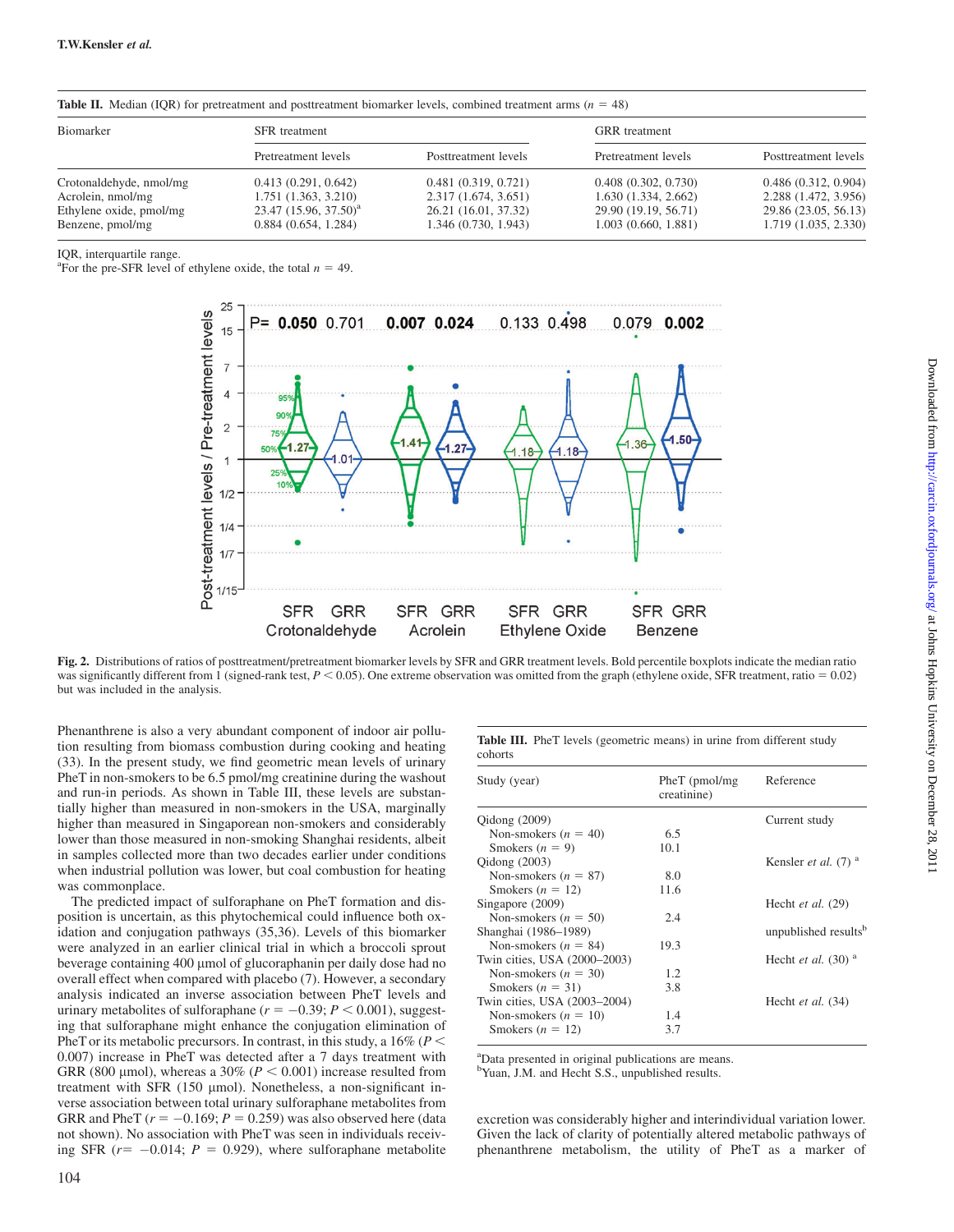**Table II.** Median (IQR) for pretreatment and posttreatment biomarker levels, combined treatment arms ($n$ = 48)

| Biomarker | SFR treatment | | GRR treatment | |
|---|---|---|---|---|
| | Pretreatment levels | Posttreatment levels | Pretreatment levels | Posttreatment levels |
| Crotonaldehyde, nmol/mg | 0.413 (0.291, 0.642) | 0.481 (0.319, 0.721) | 0.408 (0.302, 0.730) | 0.486 (0.312, 0.904) |
| Acrolein, nmol/mg | 1.751 (1.363, 3.210) | 2.317 (1.674, 3.651) | 1.630 (1.334, 2.662) | 2.288 (1.472, 3.956) |
| Ethylene oxide, pmol/mg | 23.47 (15.96, 37.50)[a] | 26.21 (16.01, 37.32) | 29.90 (19.19, 56.71) | 29.86 (23.05, 56.13) |
| Benzene, pmol/mg | 0.884 (0.654, 1.284) | 1.346 (0.730, 1.943) | 1.003 (0.660, 1.881) | 1.719 (1.035, 2.330) |

IQR, interquartile range.
[a]For the pre-SFR level of ethylene oxide, the total $n$ = 49.

**Fig. 2.** Distributions of ratios of posttreatment/pretreatment biomarker levels by SFR and GRR treatment levels. Bold percentile boxplots indicate the median ratio was significantly different from 1 (signed-rank test, $P < 0.05$). One extreme observation was omitted from the graph (ethylene oxide, SFR treatment, ratio = 0.02) but was included in the analysis.

Phenanthrene is also a very abundant component of indoor air pollution resulting from biomass combustion during cooking and heating (33). In the present study, we find geometric mean levels of urinary PheT in non-smokers to be 6.5 pmol/mg creatinine during the washout and run-in periods. As shown in Table III, these levels are substantially higher than measured in non-smokers in the USA, marginally higher than measured in Singaporean non-smokers and considerably lower than those measured in non-smoking Shanghai residents, albeit in samples collected more than two decades earlier under conditions when industrial pollution was lower, but coal combustion for heating was commonplace.

The predicted impact of sulforaphane on PheT formation and disposition is uncertain, as this phytochemical could influence both oxidation and conjugation pathways (35,36). Levels of this biomarker were analyzed in an earlier clinical trial in which a broccoli sprout beverage containing 400 µmol of glucoraphanin per daily dose had no overall effect when compared with placebo (7). However, a secondary analysis indicated an inverse association between PheT levels and urinary metabolites of sulforaphane ($r = -0.39$; $P < 0.001$), suggesting that sulforaphane might enhance the conjugation elimination of PheT or its metabolic precursors. In contrast, in this study, a 16% ($P < 0.007$) increase in PheT was detected after a 7 days treatment with GRR (800 µmol), whereas a 30% ($P < 0.001$) increase resulted from treatment with SFR (150 µmol). Nonetheless, a non-significant inverse association between total urinary sulforaphane metabolites from GRR and PheT ($r = -0.169$; $P = 0.259$) was also observed here (data not shown). No association with PheT was seen in individuals receiving SFR ($r = -0.014$; $P = 0.929$), where sulforaphane metabolite excretion was considerably higher and interindividual variation lower. Given the lack of clarity of potentially altered metabolic pathways of phenanthrene metabolism, the utility of PheT as a marker of

**Table III.** PheT levels (geometric means) in urine from different study cohorts

| Study (year) | PheT (pmol/mg creatinine) | Reference |
|---|---|---|
| Qidong (2009) | | Current study |
| Non-smokers ($n$ = 40) | 6.5 | |
| Smokers ($n$ = 9) | 10.1 | |
| Qidong (2003) | | Kensler *et al.* (7) [a] |
| Non-smokers ($n$ = 87) | 8.0 | |
| Smokers ($n$ = 12) | 11.6 | |
| Singapore (2009) | | Hecht *et al.* (29) |
| Non-smokers ($n$ = 50) | 2.4 | |
| Shanghai (1986–1989) | | unpublished results[b] |
| Non-smokers ($n$ = 84) | 19.3 | |
| Twin cities, USA (2000–2003) | | Hecht *et al.* (30) [a] |
| Non-smokers ($n$ = 30) | 1.2 | |
| Smokers ($n$ = 31) | 3.8 | |
| Twin cities, USA (2003–2004) | | Hecht *et al.* (34) |
| Non-smokers ($n$ = 10) | 1.4 | |
| Smokers ($n$ = 12) | 3.7 | |

[a]Data presented in original publications are means.
[b]Yuan, J.M. and Hecht S.S., unpublished results.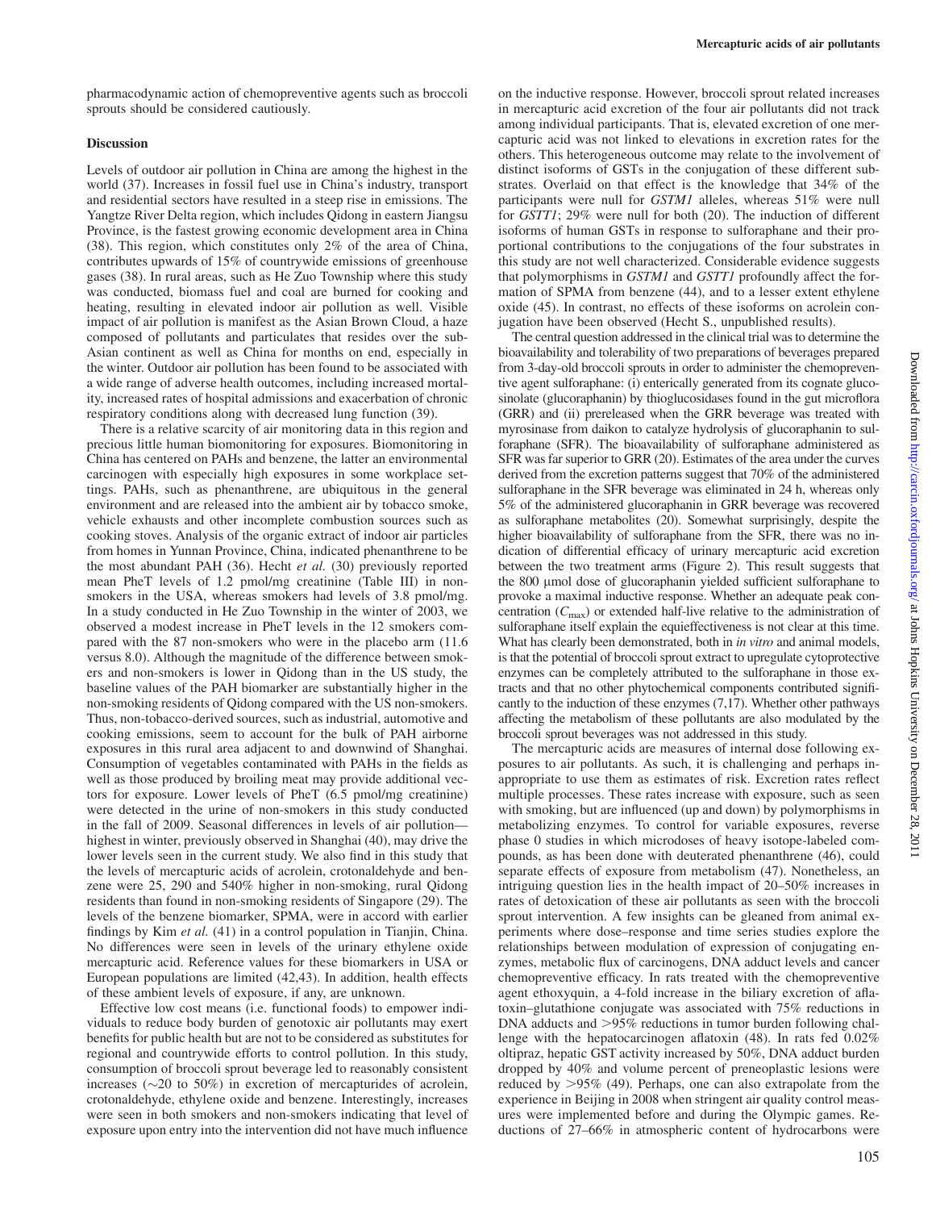pharmacodynamic action of chemopreventive agents such as broccoli sprouts should be considered cautiously.

## Discussion

Levels of outdoor air pollution in China are among the highest in the world (37). Increases in fossil fuel use in China's industry, transport and residential sectors have resulted in a steep rise in emissions. The Yangtze River Delta region, which includes Qidong in eastern Jiangsu Province, is the fastest growing economic development area in China (38). This region, which constitutes only 2% of the area of China, contributes upwards of 15% of countrywide emissions of greenhouse gases (38). In rural areas, such as He Zuo Township where this study was conducted, biomass fuel and coal are burned for cooking and heating, resulting in elevated indoor air pollution as well. Visible impact of air pollution is manifest as the Asian Brown Cloud, a haze composed of pollutants and particulates that resides over the sub-Asian continent as well as China for months on end, especially in the winter. Outdoor air pollution has been found to be associated with a wide range of adverse health outcomes, including increased mortality, increased rates of hospital admissions and exacerbation of chronic respiratory conditions along with decreased lung function (39).

There is a relative scarcity of air monitoring data in this region and precious little human biomonitoring for exposures. Biomonitoring in China has centered on PAHs and benzene, the latter an environmental carcinogen with especially high exposures in some workplace settings. PAHs, such as phenanthrene, are ubiquitous in the general environment and are released into the ambient air by tobacco smoke, vehicle exhausts and other incomplete combustion sources such as cooking stoves. Analysis of the organic extract of indoor air particles from homes in Yunnan Province, China, indicated phenanthrene to be the most abundant PAH (36). Hecht *et al.* (30) previously reported mean PheT levels of 1.2 pmol/mg creatinine (Table III) in non-smokers in the USA, whereas smokers had levels of 3.8 pmol/mg. In a study conducted in He Zuo Township in the winter of 2003, we observed a modest increase in PheT levels in the 12 smokers compared with the 87 non-smokers who were in the placebo arm (11.6 versus 8.0). Although the magnitude of the difference between smokers and non-smokers is lower in Qidong than in the US study, the baseline values of the PAH biomarker are substantially higher in the non-smoking residents of Qidong compared with the US non-smokers. Thus, non-tobacco-derived sources, such as industrial, automotive and cooking emissions, seem to account for the bulk of PAH airborne exposures in this rural area adjacent to and downwind of Shanghai. Consumption of vegetables contaminated with PAHs in the fields as well as those produced by broiling meat may provide additional vectors for exposure. Lower levels of PheT (6.5 pmol/mg creatinine) were detected in the urine of non-smokers in this study conducted in the fall of 2009. Seasonal differences in levels of air pollution—highest in winter, previously observed in Shanghai (40), may drive the lower levels seen in the current study. We also find in this study that the levels of mercapturic acids of acrolein, crotonaldehyde and benzene were 25, 290 and 540% higher in non-smoking, rural Qidong residents than found in non-smoking residents of Singapore (29). The levels of the benzene biomarker, SPMA, were in accord with earlier findings by Kim *et al.* (41) in a control population in Tianjin, China. No differences were seen in levels of the urinary ethylene oxide mercapturic acid. Reference values for these biomarkers in USA or European populations are limited (42,43). In addition, health effects of these ambient levels of exposure, if any, are unknown.

Effective low cost means (i.e. functional foods) to empower individuals to reduce body burden of genotoxic air pollutants may exert benefits for public health but are not to be considered as substitutes for regional and countrywide efforts to control pollution. In this study, consumption of broccoli sprout beverage led to reasonably consistent increases (∼20 to 50%) in excretion of mercapturides of acrolein, crotonaldehyde, ethylene oxide and benzene. Interestingly, increases were seen in both smokers and non-smokers indicating that level of exposure upon entry into the intervention did not have much influence on the inductive response. However, broccoli sprout related increases in mercapturic acid excretion of the four air pollutants did not track among individual participants. That is, elevated excretion of one mercapturic acid was not linked to elevations in excretion rates for the others. This heterogeneous outcome may relate to the involvement of distinct isoforms of GSTs in the conjugation of these different substrates. Overlaid on that effect is the knowledge that 34% of the participants were null for *GSTM1* alleles, whereas 51% were null for *GSTT1*; 29% were null for both (20). The induction of different isoforms of human GSTs in response to sulforaphane and their proportional contributions to the conjugations of the four substrates in this study are not well characterized. Considerable evidence suggests that polymorphisms in *GSTM1* and *GSTT1* profoundly affect the formation of SPMA from benzene (44), and to a lesser extent ethylene oxide (45). In contrast, no effects of these isoforms on acrolein conjugation have been observed (Hecht S., unpublished results).

The central question addressed in the clinical trial was to determine the bioavailability and tolerability of two preparations of beverages prepared from 3-day-old broccoli sprouts in order to administer the chemopreventive agent sulforaphane: (i) enterically generated from its cognate glucosinolate (glucoraphanin) by thioglucosidases found in the gut microflora (GRR) and (ii) prereleased when the GRR beverage was treated with myrosinase from daikon to catalyze hydrolysis of glucoraphanin to sulforaphane (SFR). The bioavailability of sulforaphane administered as SFR was far superior to GRR (20). Estimates of the area under the curves derived from the excretion patterns suggest that 70% of the administered sulforaphane in the SFR beverage was eliminated in 24 h, whereas only 5% of the administered glucoraphanin in GRR beverage was recovered as sulforaphane metabolites (20). Somewhat surprisingly, despite the higher bioavailability of sulforaphane from the SFR, there was no indication of differential efficacy of urinary mercapturic acid excretion between the two treatment arms (Figure 2). This result suggests that the 800 μmol dose of glucoraphanin yielded sufficient sulforaphane to provoke a maximal inductive response. Whether an adequate peak concentration ($C_{max}$) or extended half-live relative to the administration of sulforaphane itself explain the equieffectiveness is not clear at this time. What has clearly been demonstrated, both in *in vitro* and animal models, is that the potential of broccoli sprout extract to upregulate cytoprotective enzymes can be completely attributed to the sulforaphane in those extracts and that no other phytochemical components contributed significantly to the induction of these enzymes (7,17). Whether other pathways affecting the metabolism of these pollutants are also modulated by the broccoli sprout beverages was not addressed in this study.

The mercapturic acids are measures of internal dose following exposures to air pollutants. As such, it is challenging and perhaps inappropriate to use them as estimates of risk. Excretion rates reflect multiple processes. These rates increase with exposure, such as seen with smoking, but are influenced (up and down) by polymorphisms in metabolizing enzymes. To control for variable exposures, reverse phase 0 studies in which microdoses of heavy isotope-labeled compounds, as has been done with deuterated phenanthrene (46), could separate effects of exposure from metabolism (47). Nonetheless, an intriguing question lies in the health impact of 20–50% increases in rates of detoxication of these air pollutants as seen with the broccoli sprout intervention. A few insights can be gleaned from animal experiments where dose–response and time series studies explore the relationships between modulation of expression of conjugating enzymes, metabolic flux of carcinogens, DNA adduct levels and cancer chemopreventive efficacy. In rats treated with the chemopreventive agent ethoxyquin, a 4-fold increase in the biliary excretion of aflatoxin–glutathione conjugate was associated with 75% reductions in DNA adducts and >95% reductions in tumor burden following challenge with the hepatocarcinogen aflatoxin (48). In rats fed 0.02% oltipraz, hepatic GST activity increased by 50%, DNA adduct burden dropped by 40% and volume percent of preneoplastic lesions were reduced by >95% (49). Perhaps, one can also extrapolate from the experience in Beijing in 2008 when stringent air quality control measures were implemented before and during the Olympic games. Reductions of 27–66% in atmospheric content of hydrocarbons were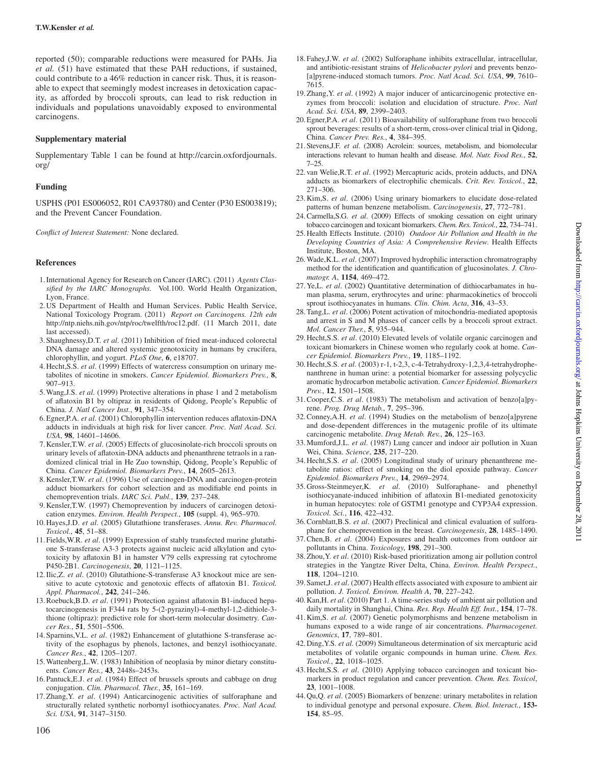reported (50); comparable reductions were measured for PAHs. Jia *et al.* (51) have estimated that these PAH reductions, if sustained, could contribute to a 46% reduction in cancer risk. Thus, it is reasonable to expect that seemingly modest increases in detoxication capacity, as afforded by broccoli sprouts, can lead to risk reduction in individuals and populations unavoidably exposed to environmental carcinogens.

## Supplementary material

Supplementary Table 1 can be found at http://carcin.oxfordjournals.org/

## Funding

USPHS (P01 ES006052, R01 CA93780) and Center (P30 ES003819); and the Prevent Cancer Foundation.

*Conflict of Interest Statement:* None declared.

## References

1. International Agency for Research on Cancer (IARC). (2011) *Agents Classified by the IARC Monographs*. Vol.100. World Health Organization, Lyon, France.
2. US Department of Health and Human Services. Public Health Service, National Toxicology Program. (2011) *Report on Carcinogens. 12th edn* http://ntp.niehs.nih.gov/ntp/roc/twelfth/roc12.pdf. (11 March 2011, date last accessed).
3. Shaughnessy,D.T. *et al*. (2011) Inhibition of fried meat-induced colorectal DNA damage and altered systemic genotoxicity in humans by crucifera, chlorophyllin, and yogurt. *PLoS One*, **6**, e18707.
4. Hecht,S.S. *et al*. (1999) Effects of watercress consumption on urinary metabolites of nicotine in smokers. *Cancer Epidemiol. Biomarkers Prev.*, **8**, 907–913.
5. Wang,J.S. *et al*. (1999) Protective alterations in phase 1 and 2 metabolism of aflatoxin B1 by oltipraz in residents of Qidong, People's Republic of China. *J. Natl Cancer Inst.*, **91**, 347–354.
6. Egner,P.A. *et al*. (2001) Chlorophyllin intervention reduces aflatoxin-DNA adducts in individuals at high risk for liver cancer. *Proc. Natl Acad. Sci. USA*, **98**, 14601–14606.
7. Kensler,T.W. *et al*. (2005) Effects of glucosinolate-rich broccoli sprouts on urinary levels of aflatoxin-DNA adducts and phenanthrene tetraols in a randomized clinical trial in He Zuo township, Qidong, People's Republic of China. *Cancer Epidemiol. Biomarkers Prev.*, **14**, 2605–2613.
8. Kensler,T.W. *et al*. (1996) Use of carcinogen-DNA and carcinogen-protein adduct biomarkers for cohort selection and as modifiable end points in chemoprevention trials. *IARC Sci. Publ.*, **139**, 237–248.
9. Kensler,T.W. (1997) Chemoprevention by inducers of carcinogen detoxication enzymes. *Environ. Health Perspect.*, **105** (suppl. 4), 965–970.
10. Hayes,J.D. *et al*. (2005) Glutathione transferases. *Annu. Rev. Pharmacol. Toxicol.*, **45**, 51–88.
11. Fields,W.R. *et al*. (1999) Expression of stably transfected murine glutathione S-transferase A3-3 protects against nucleic acid alkylation and cytotoxicity by aflatoxin B1 in hamster V79 cells expressing rat cytochrome P450-2B1. *Carcinogenesis*, **20**, 1121–1125.
12. Ilic,Z. *et al*. (2010) Glutathione-S-transferase A3 knockout mice are sensitive to acute cytotoxic and genotoxic effects of aflatoxin B1. *Toxicol. Appl. Pharmacol.*, **242**, 241–246.
13. Roebuck,B.D. *et al*. (1991) Protection against aflatoxin B1-induced hepatocarcinogenesis in F344 rats by 5-(2-pyrazinyl)-4-methyl-1,2-dithiole-3-thione (oltipraz): predictive role for short-term molecular dosimetry. *Cancer Res.*, **51**, 5501–5506.
14. Sparnins,V.L. *et al*. (1982) Enhancement of glutathione S-transferase activity of the esophagus by phenols, lactones, and benzyl isothiocyanate. *Cancer Res.*, **42**, 1205–1207.
15. Wattenberg,L.W. (1983) Inhibition of neoplasia by minor dietary constituents. *Cancer Res.*, **43**, 2448s–2453s.
16. Pantuck,E.J. *et al*. (1984) Effect of brussels sprouts and cabbage on drug conjugation. *Clin. Pharmacol. Ther.*, **35**, 161–169.
17. Zhang,Y. *et al*. (1994) Anticarcinogenic activities of sulforaphane and structurally related synthetic norbornyl isothiocyanates. *Proc. Natl Acad. Sci. USA*, **91**, 3147–3150.
18. Fahey,J.W. *et al*. (2002) Sulforaphane inhibits extracellular, intracellular, and antibiotic-resistant strains of *Helicobacter pylori* and prevents benzo-[a]pyrene-induced stomach tumors. *Proc. Natl Acad. Sci. USA*, **99**, 7610–7615.
19. Zhang,Y. *et al*. (1992) A major inducer of anticarcinogenic protective enzymes from broccoli: isolation and elucidation of structure. *Proc. Natl Acad. Sci. USA*, **89**, 2399–2403.
20. Egner,P.A. *et al*. (2011) Bioavailability of sulforaphane from two broccoli sprout beverages: results of a short-term, cross-over clinical trial in Qidong, China. *Cancer Prev. Res.*, **4**, 384–395.
21. Stevens,J.F. *et al*. (2008) Acrolein: sources, metabolism, and biomolecular interactions relevant to human health and disease. *Mol. Nutr. Food Res.*, **52**, 7–25.
22. van Welie,R.T. *et al*. (1992) Mercapturic acids, protein adducts, and DNA adducts as biomarkers of electrophilic chemicals. *Crit. Rev. Toxicol.*, **22**, 271–306.
23. Kim,S. *et al*. (2006) Using urinary biomarkers to elucidate dose-related patterns of human benzene metabolism. *Carcinogenesis*, **27**, 772–781.
24. Carmella,S.G. *et al*. (2009) Effects of smoking cessation on eight urinary tobacco carcinogen and toxicant biomarkers. *Chem. Res. Toxicol.*, **22**, 734–741.
25. Health Effects Institute. (2010) *Outdoor Air Pollution and Health in the Developing Countries of Asia: A Comprehensive Review*. Health Effects Institute, Boston, MA.
26. Wade,K.L. *et al*. (2007) Improved hydrophilic interaction chromatrography method for the identification and quantification of glucosinolates. *J. Chromatogr. A*, **1154**, 469–472.
27. Ye,L. *et al*. (2002) Quantitative determination of dithiocarbamates in human plasma, serum, erythrocytes and urine: pharmacokinetics of broccoli sprout isothiocyanates in humans. *Clin. Chim. Acta*, **316**, 43–53.
28. Tang,L. *et al*. (2006) Potent activation of mitochondria-mediated apoptosis and arrest in S and M phases of cancer cells by a broccoli sprout extract. *Mol. Cancer Ther.*, **5**, 935–944.
29. Hecht,S.S. *et al*. (2010) Elevated levels of volatile organic carcinogen and toxicant biomarkers in Chinese women who regularly cook at home. *Cancer Epidemiol. Biomarkers Prev.*, **19**, 1185–1192.
30. Hecht,S.S. *et al*. (2003) r-1, t-2,3, c-4-Tetrahydroxy-1,2,3,4-tetrahydrophenanthrene in human urine: a potential biomarker for assessing polycyclic aromatic hydrocarbon metabolic activation. *Cancer Epidemiol. Biomarkers Prev.*, **12**, 1501–1508.
31. Cooper,C.S. *et al*. (1983) The metabolism and activation of benzo[a]pyrene. *Prog. Drug Metab.*, **7**, 295–396.
32. Conney,A.H. *et al*. (1994) Studies on the metabolism of benzo[a]pyrene and dose-dependent differences in the mutagenic profile of its ultimate carcinogenic metabolite. *Drug Metab. Rev.*, **26**, 125–163.
33. Mumford,J.L. *et al*. (1987) Lung cancer and indoor air pollution in Xuan Wei, China. *Science*, **235**, 217–220.
34. Hecht,S.S. *et al*. (2005) Longitudinal study of urinary phenanthrene metabolite ratios: effect of smoking on the diol epoxide pathway. *Cancer Epidemiol. Biomarkers Prev.*, **14**, 2969–2974.
35. Gross-Steinmeyer,K. *et al*. (2010) Sulforaphane- and phenethyl isothiocyanate-induced inhibition of aflatoxin B1-mediated genotoxicity in human hepatocytes: role of GSTM1 genotype and CYP3A4 expression. *Toxicol. Sci.*, **116**, 422–432.
36. Cornblatt,B.S. *et al*. (2007) Preclinical and clinical evaluation of sulforaphane for chemoprevention in the breast. *Carcinogenesis*, **28**, 1485–1490.
37. Chen,B. *et al*. (2004) Exposures and health outcomes from outdoor air pollutants in China. *Toxicology*, **198**, 291–300.
38. Zhou,Y. *et al*. (2010) Risk-based prioritization among air pollution control strategies in the Yangtze River Delta, China. *Environ. Health Perspect.*, **118**, 1204–1210.
39. Samet,J. *et al*. (2007) Health effects associated with exposure to ambient air pollution. *J. Toxicol. Environ. Health A*, **70**, 227–242.
40. Kan,H. *et al*. (2010) Part 1. A time-series study of ambient air pollution and daily mortality in Shanghai, China. *Res. Rep. Health Eff. Inst.*, **154**, 17–78.
41. Kim,S. *et al*. (2007) Genetic polymorphisms and benzene metabolism in humans exposed to a wide range of air concentrations. *Pharmacogenet. Genomics*, **17**, 789–801.
42. Ding,Y.S. *et al*. (2009) Simultaneous determination of six mercapturic acid metabolites of volatile organic compounds in human urine. *Chem. Res. Toxicol.*, **22**, 1018–1025.
43. Hecht,S.S. *et al*. (2010) Applying tobacco carcinogen and toxicant biomarkers in product regulation and cancer prevention. *Chem. Res. Toxicol*, **23**, 1001–1008.
44. Qu,Q. *et al*. (2005) Biomarkers of benzene: urinary metabolites in relation to individual genotype and personal exposure. *Chem. Biol. Interact.*, **153-154**, 85–95.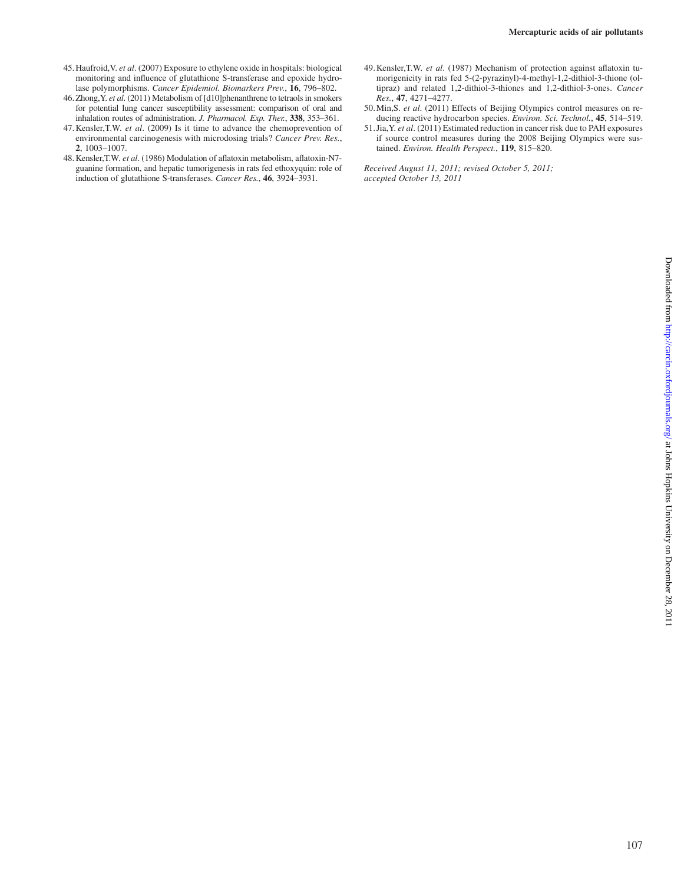45. Haufroid,V. *et al*. (2007) Exposure to ethylene oxide in hospitals: biological monitoring and influence of glutathione S-transferase and epoxide hydrolase polymorphisms. *Cancer Epidemiol. Biomarkers Prev.*, **16**, 796–802.
46. Zhong,Y. *et al.* (2011) Metabolism of [d10]phenanthrene to tetraols in smokers for potential lung cancer susceptibility assessment: comparison of oral and inhalation routes of administration. *J. Pharmacol. Exp. Ther.*, **338**, 353–361.
47. Kensler,T.W. *et al*. (2009) Is it time to advance the chemoprevention of environmental carcinogenesis with microdosing trials? *Cancer Prev. Res.*, **2**, 1003–1007.
48. Kensler,T.W. *et al*. (1986) Modulation of aflatoxin metabolism, aflatoxin-N7-guanine formation, and hepatic tumorigenesis in rats fed ethoxyquin: role of induction of glutathione S-transferases. *Cancer Res.*, **46**, 3924–3931.
49. Kensler,T.W. *et al*. (1987) Mechanism of protection against aflatoxin tumorigenicity in rats fed 5-(2-pyrazinyl)-4-methyl-1,2-dithiol-3-thione (oltipraz) and related 1,2-dithiol-3-thiones and 1,2-dithiol-3-ones. *Cancer Res.*, **47**, 4271–4277.
50. Min,S. *et al*. (2011) Effects of Beijing Olympics control measures on reducing reactive hydrocarbon species. *Environ. Sci. Technol.*, **45**, 514–519.
51. Jia,Y. *et al*. (2011) Estimated reduction in cancer risk due to PAH exposures if source control measures during the 2008 Beijing Olympics were sustained. *Environ. Health Perspect.*, **119**, 815–820.

*Received August 11, 2011; revised October 5, 2011; accepted October 13, 2011*